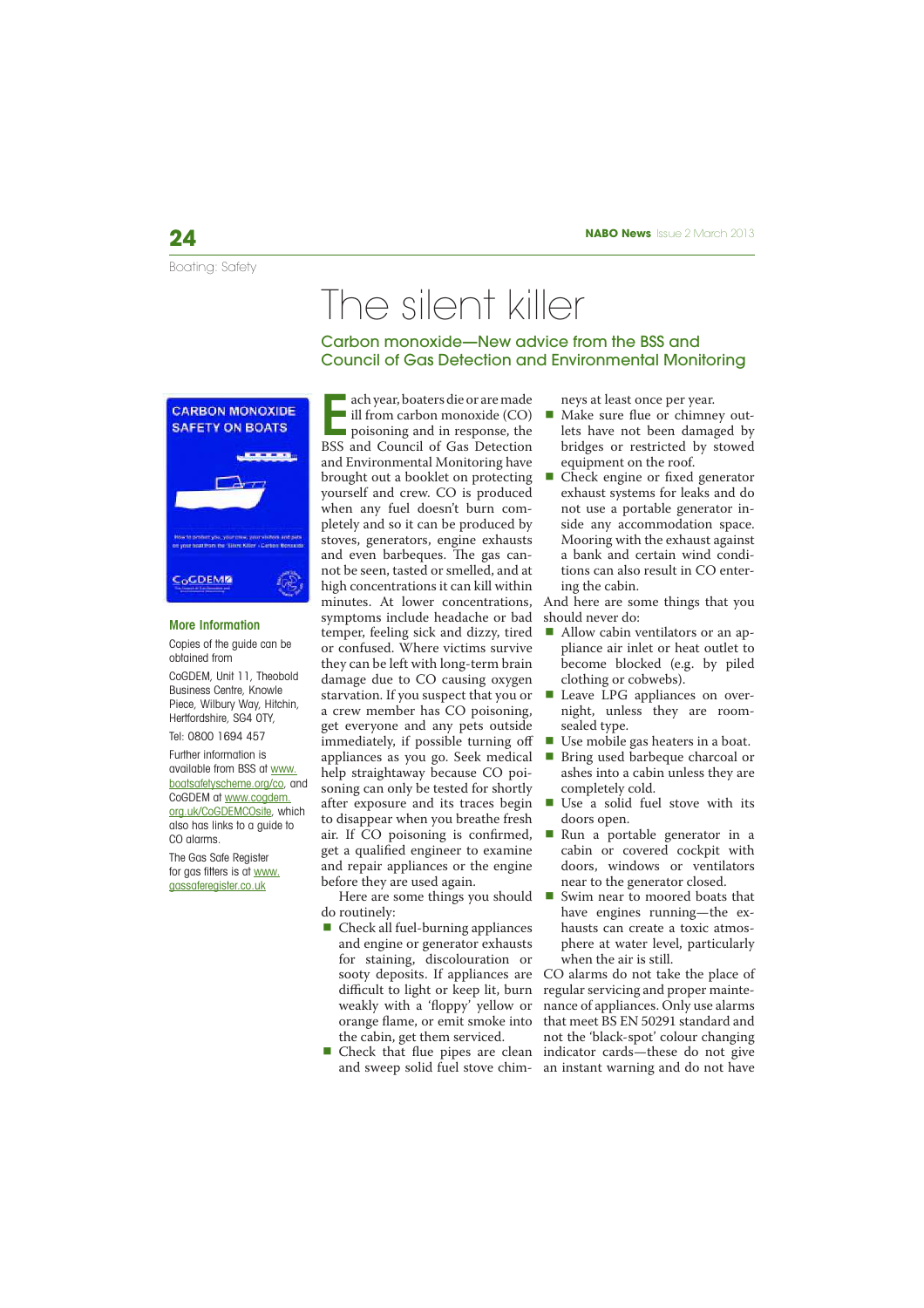Boating: Safety

# The silent killer

## Carbon monoxide—New advice from the BSS and Council of Gas Detection and Environmental Monitoring

CARBON MONOXIDE SAFETY ON BOATS

### More Information

Copies of the guide can be obtained from

CoGDEM, Unit 11, Theobold Business Centre, Knowle Piece, Wilbury Way, Hitchin, Hertfordshire, SG4 0TY,

Tel: 0800 1694 457

Further information is available from BSS at www.boatsafetyscheme.org/co, and CoGDEM at www.cogdem.org.uk/CoGDEMCOsite, which also has links to a guide to CO alarms.

The Gas Safe Register for gas fitters is at www.gassaferegister.co.uk

Each year, boaters die or are made ill from carbon monoxide (CO) poisoning and in response, the BSS and Council of Gas Detection and Environmental Monitoring have brought out a booklet on protecting yourself and crew. CO is produced when any fuel doesn't burn completely and so it can be produced by stoves, generators, engine exhausts and even barbeques. The gas cannot be seen, tasted or smelled, and at high concentrations it can kill within minutes. At lower concentrations, symptoms include headache or bad temper, feeling sick and dizzy, tired or confused. Where victims survive they can be left with long-term brain damage due to CO causing oxygen starvation. If you suspect that you or a crew member has CO poisoning, get everyone and any pets outside immediately, if possible turning off appliances as you go. Seek medical help straightaway because CO poisoning can only be tested for shortly after exposure and its traces begin to disappear when you breathe fresh air. If CO poisoning is confirmed, get a qualified engineer to examine and repair appliances or the engine before they are used again.

Here are some things you should do routinely:

- Check all fuel-burning appliances and engine or generator exhausts for staining, discolouration or sooty deposits. If appliances are difficult to light or keep lit, burn weakly with a 'floppy' yellow or orange flame, or emit smoke into the cabin, get them serviced.
- Check that flue pipes are clean and sweep solid fuel stove chimneys at least once per year.
- Make sure flue or chimney outlets have not been damaged by bridges or restricted by stowed equipment on the roof.
- Check engine or fixed generator exhaust systems for leaks and do not use a portable generator inside any accommodation space. Mooring with the exhaust against a bank and certain wind conditions can also result in CO entering the cabin.

And here are some things that you should never do:

- Allow cabin ventilators or an appliance air inlet or heat outlet to become blocked (e.g. by piled clothing or cobwebs).
- Leave LPG appliances on overnight, unless they are room-sealed type.
- Use mobile gas heaters in a boat.
- Bring used barbeque charcoal or ashes into a cabin unless they are completely cold.
- Use a solid fuel stove with its doors open.
- Run a portable generator in a cabin or covered cockpit with doors, windows or ventilators near to the generator closed.
- Swim near to moored boats that have engines running—the exhausts can create a toxic atmosphere at water level, particularly when the air is still.

CO alarms do not take the place of regular servicing and proper maintenance of appliances. Only use alarms that meet BS EN 50291 standard and not the 'black-spot' colour changing indicator cards—these do not give an instant warning and do not have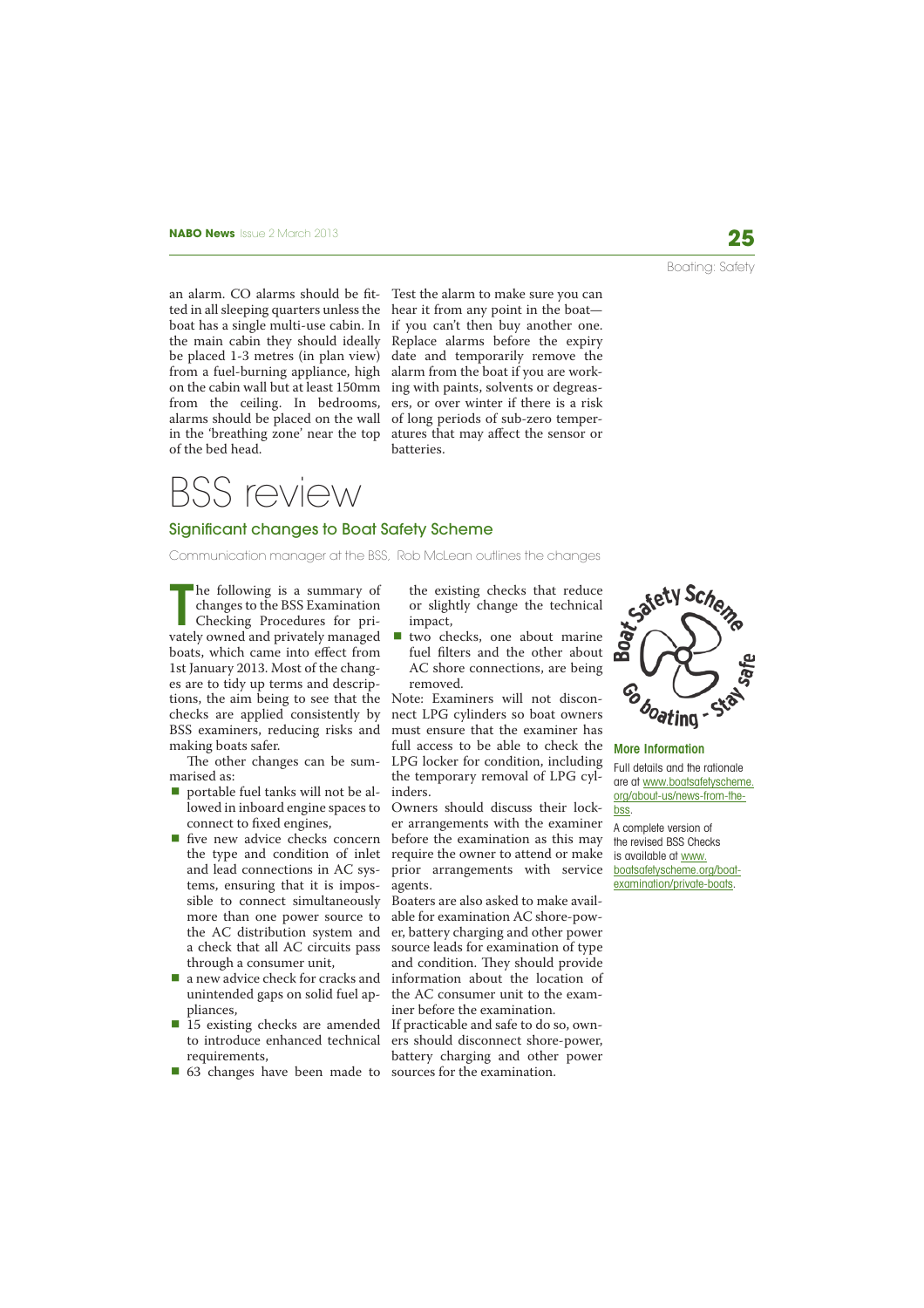an alarm. CO alarms should be fitted in all sleeping quarters unless the boat has a single multi-use cabin. In the main cabin they should ideally be placed 1-3 metres (in plan view) from a fuel-burning appliance, high on the cabin wall but at least 150mm from the ceiling. In bedrooms, alarms should be placed on the wall in the 'breathing zone' near the top of the bed head.

Test the alarm to make sure you can hear it from any point in the boat—if you can't then buy another one. Replace alarms before the expiry date and temporarily remove the alarm from the boat if you are working with paints, solvents or degreasers, or over winter if there is a risk of long periods of sub-zero temperatures that may affect the sensor or batteries.

# BSS review

## Significant changes to Boat Safety Scheme

Communication manager at the BSS, Rob McLean outlines the changes

The following is a summary of changes to the BSS Examination Checking Procedures for privately owned and privately managed boats, which came into effect from 1st January 2013. Most of the changes are to tidy up terms and descriptions, the aim being to see that the checks are applied consistently by BSS examiners, reducing risks and making boats safer.

The other changes can be summarised as:

- portable fuel tanks will not be allowed in inboard engine spaces to connect to fixed engines,
- five new advice checks concern the type and condition of inlet and lead connections in AC systems, ensuring that it is impossible to connect simultaneously more than one power source to the AC distribution system and a check that all AC circuits pass through a consumer unit,
- a new advice check for cracks and unintended gaps on solid fuel appliances,
- 15 existing checks are amended to introduce enhanced technical requirements,
- 63 changes have been made to the existing checks that reduce or slightly change the technical impact,
- two checks, one about marine fuel filters and the other about AC shore connections, are being removed.

Note: Examiners will not disconnect LPG cylinders so boat owners must ensure that the examiner has full access to be able to check the LPG locker for condition, including the temporary removal of LPG cylinders.

Owners should discuss their locker arrangements with the examiner before the examination as this may require the owner to attend or make prior arrangements with service agents.

Boaters are also asked to make available for examination AC shore-power, battery charging and other power source leads for examination of type and condition. They should provide information about the location of the AC consumer unit to the examiner before the examination.

If practicable and safe to do so, owners should disconnect shore-power, battery charging and other power sources for the examination.

Boat Safety Scheme
Go boating - Stay safe

### More Information

Full details and the rationale are at www.boatsafetyscheme.org/about-us/news-from-the-bss.

A complete version of the revised BSS Checks is available at www.boatsafetyscheme.org/boat-examination/private-boats.